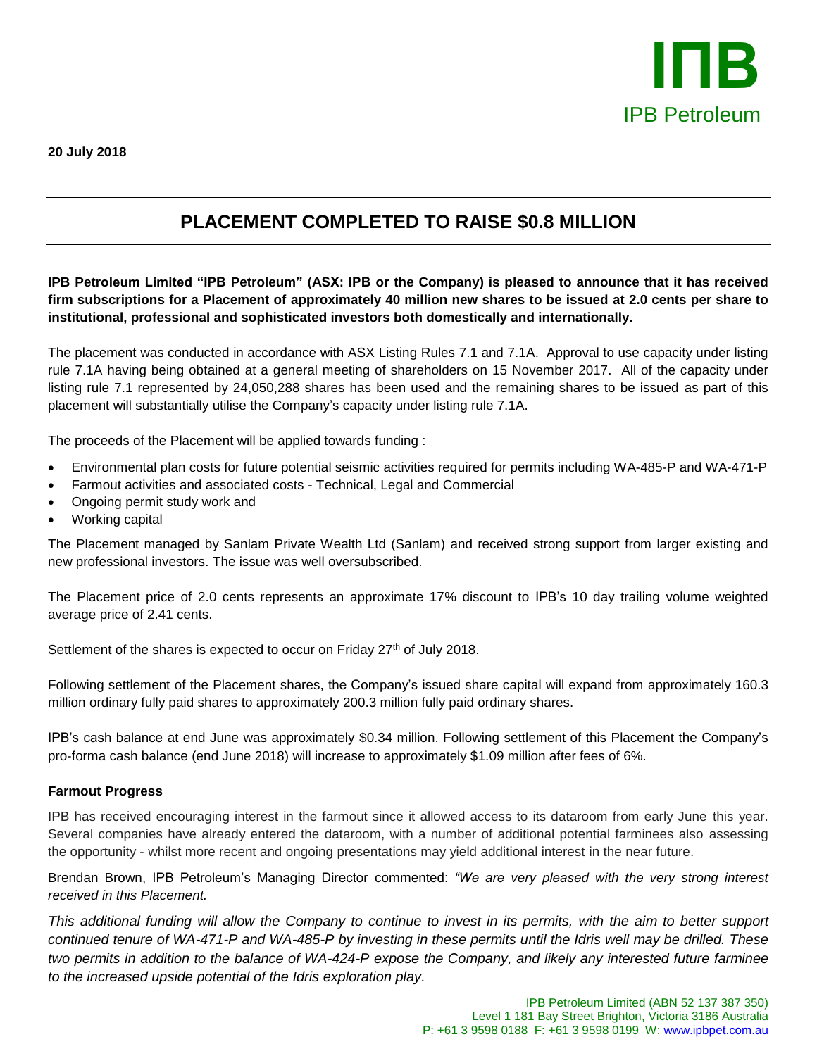IПB

IPB Petroleum

**20 July 2018**

# PLACEMENT COMPLETED TO RAISE $0.8 MILLION

**IPB Petroleum Limited "IPB Petroleum" (ASX: IPB or the Company) is pleased to announce that it has received firm subscriptions for a Placement of approximately 40 million new shares to be issued at 2.0 cents per share to institutional, professional and sophisticated investors both domestically and internationally.**

The placement was conducted in accordance with ASX Listing Rules 7.1 and 7.1A. Approval to use capacity under listing rule 7.1A having being obtained at a general meeting of shareholders on 15 November 2017. All of the capacity under listing rule 7.1 represented by 24,050,288 shares has been used and the remaining shares to be issued as part of this placement will substantially utilise the Company's capacity under listing rule 7.1A.

The proceeds of the Placement will be applied towards funding :

- Environmental plan costs for future potential seismic activities required for permits including WA-485-P and WA-471-P
- Farmout activities and associated costs - Technical, Legal and Commercial
- Ongoing permit study work and
- Working capital

The Placement managed by Sanlam Private Wealth Ltd (Sanlam) and received strong support from larger existing and new professional investors. The issue was well oversubscribed.

The Placement price of 2.0 cents represents an approximate 17% discount to IPB's 10 day trailing volume weighted average price of 2.41 cents.

Settlement of the shares is expected to occur on Friday 27th of July 2018.

Following settlement of the Placement shares, the Company's issued share capital will expand from approximately 160.3 million ordinary fully paid shares to approximately 200.3 million fully paid ordinary shares.

IPB's cash balance at end June was approximately $0.34 million. Following settlement of this Placement the Company's pro-forma cash balance (end June 2018) will increase to approximately $1.09 million after fees of 6%.

**Farmout Progress**

IPB has received encouraging interest in the farmout since it allowed access to its dataroom from early June this year. Several companies have already entered the dataroom, with a number of additional potential farminees also assessing the opportunity - whilst more recent and ongoing presentations may yield additional interest in the near future.

Brendan Brown, IPB Petroleum's Managing Director commented: *"We are very pleased with the very strong interest received in this Placement.*

*This additional funding will allow the Company to continue to invest in its permits, with the aim to better support continued tenure of WA-471-P and WA-485-P by investing in these permits until the Idris well may be drilled. These two permits in addition to the balance of WA-424-P expose the Company, and likely any interested future farminee to the increased upside potential of the Idris exploration play.*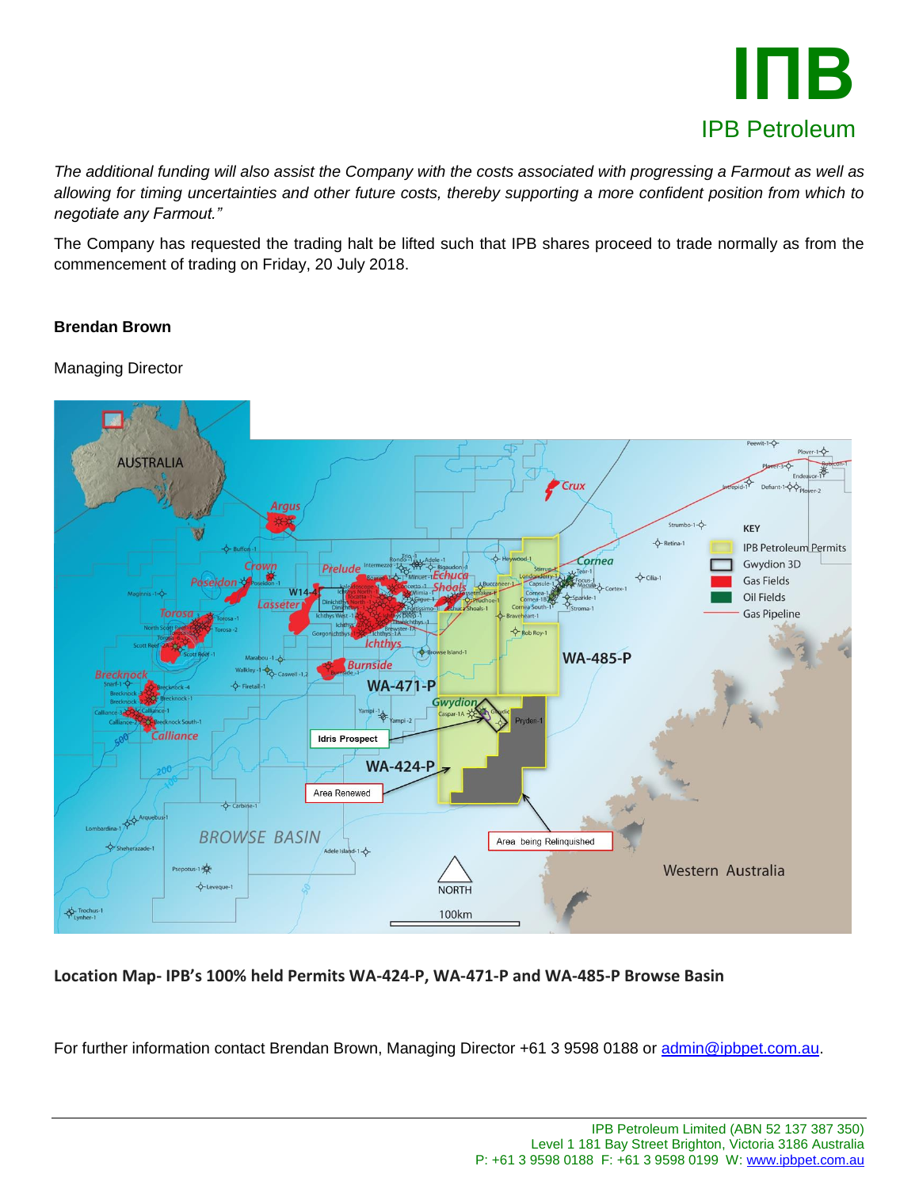*The additional funding will also assist the Company with the costs associated with progressing a Farmout as well as allowing for timing uncertainties and other future costs, thereby supporting a more confident position from which to negotiate any Farmout."*

The Company has requested the trading halt be lifted such that IPB shares proceed to trade normally as from the commencement of trading on Friday, 20 July 2018.

**Brendan Brown**

Managing Director

**Location Map- IPB's 100% held Permits WA-424-P, WA-471-P and WA-485-P Browse Basin**

For further information contact Brendan Brown, Managing Director +61 3 9598 0188 or admin@ipbpet.com.au.

IPB Petroleum Limited (ABN 52 137 387 350)
Level 1 181 Bay Street Brighton, Victoria 3186 Australia
P: +61 3 9598 0188 F: +61 3 9598 0199 W: www.ipbpet.com.au